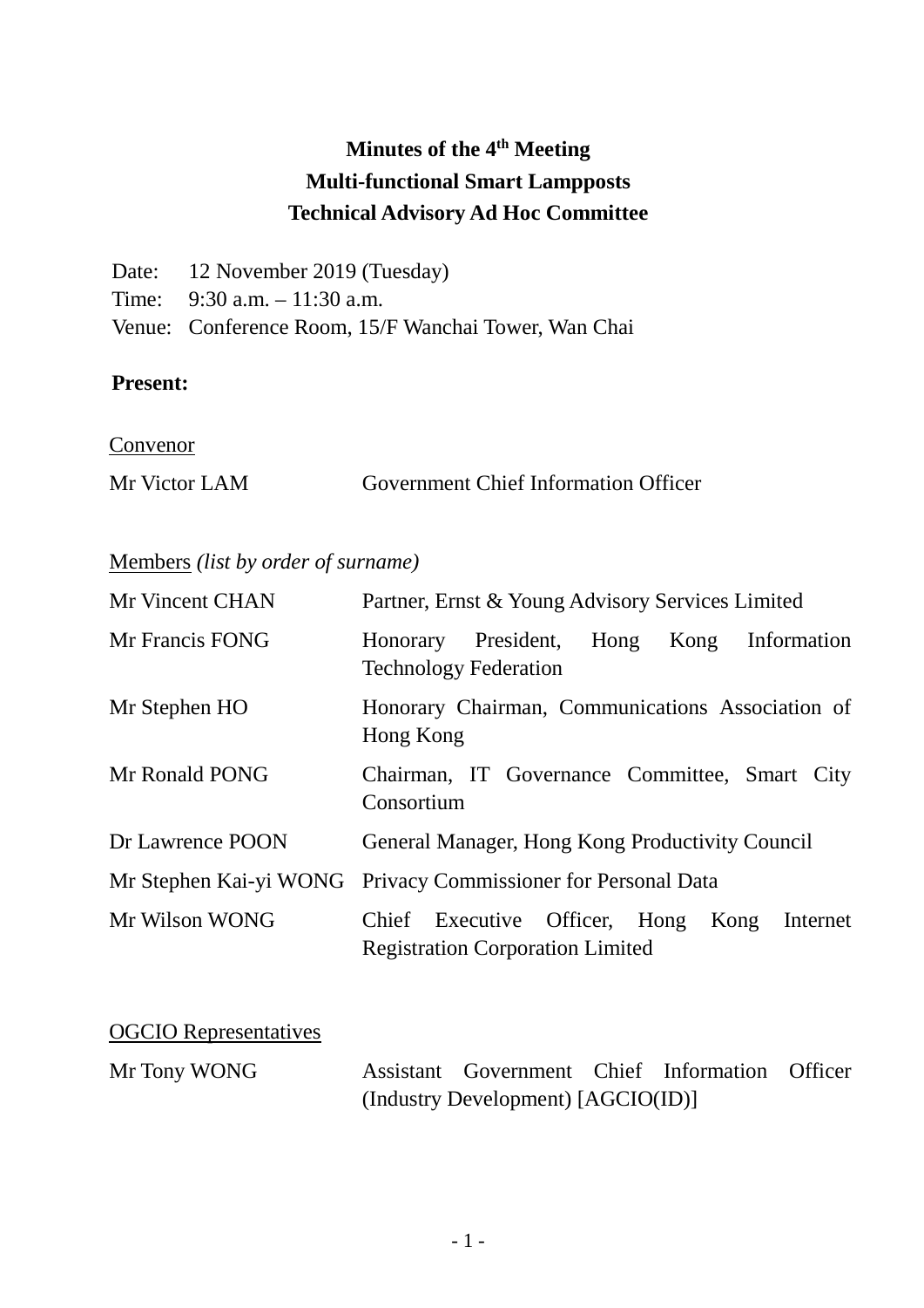# Minutes of the 4th Meeting
# Multi-functional Smart Lampposts
# Technical Advisory Ad Hoc Committee

Date: 12 November 2019 (Tuesday)
Time: 9:30 a.m. – 11:30 a.m.
Venue: Conference Room, 15/F Wanchai Tower, Wan Chai

**Present:**

Convenor

| | |
|---|---|
| Mr Victor LAM | Government Chief Information Officer |

Members *(list by order of surname)*

| | |
|---|---|
| Mr Vincent CHAN | Partner, Ernst & Young Advisory Services Limited |
| Mr Francis FONG | Honorary President, Hong Kong Information Technology Federation |
| Mr Stephen HO | Honorary Chairman, Communications Association of Hong Kong |
| Mr Ronald PONG | Chairman, IT Governance Committee, Smart City Consortium |
| Dr Lawrence POON | General Manager, Hong Kong Productivity Council |
| Mr Stephen Kai-yi WONG | Privacy Commissioner for Personal Data |
| Mr Wilson WONG | Chief Executive Officer, Hong Kong Internet Registration Corporation Limited |

OGCIO Representatives

| | |
|---|---|
| Mr Tony WONG | Assistant Government Chief Information Officer (Industry Development) [AGCIO(ID)] |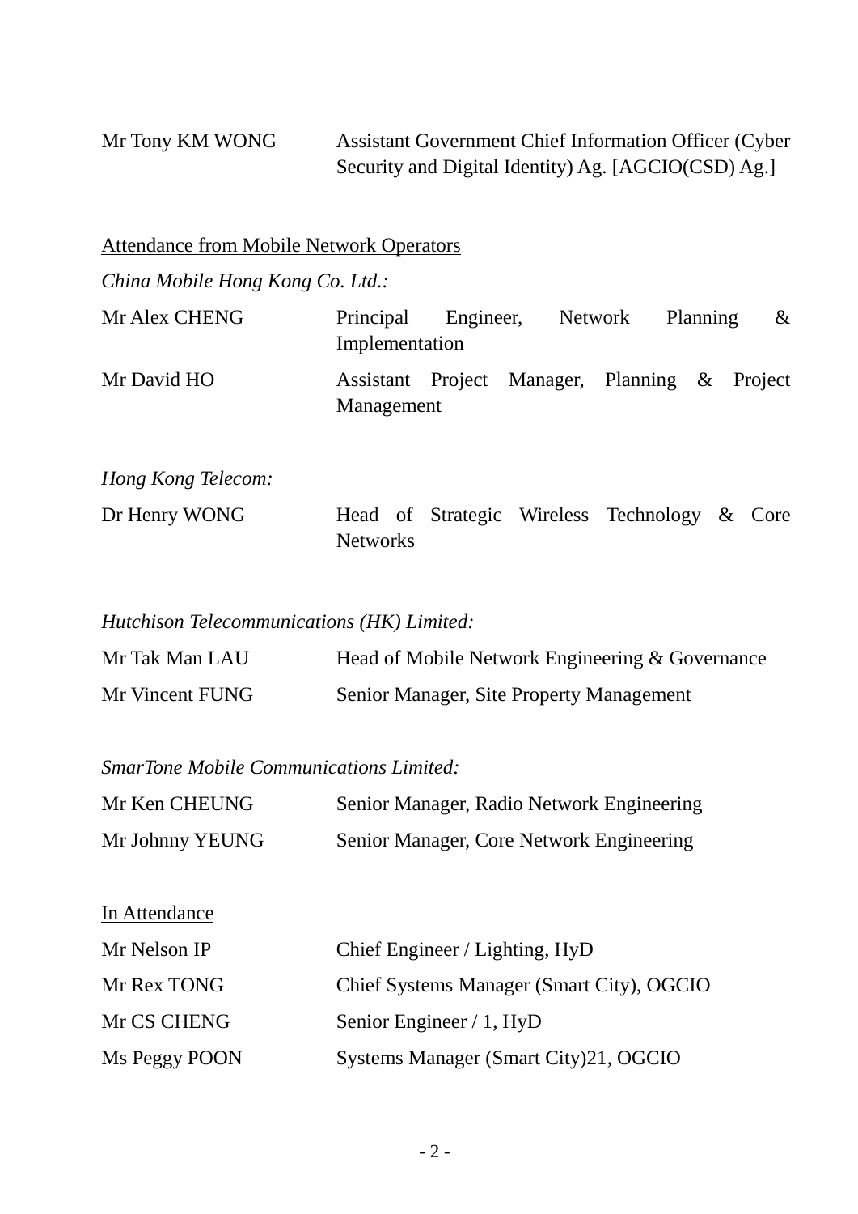| | |
|---|---|
| Mr Tony KM WONG | Assistant Government Chief Information Officer (Cyber Security and Digital Identity) Ag. [AGCIO(CSD) Ag.] |

<u>Attendance from Mobile Network Operators</u>

*China Mobile Hong Kong Co. Ltd.:*

| | |
|---|---|
| Mr Alex CHENG | Principal Engineer, Network Planning & Implementation |
| Mr David HO | Assistant Project Manager, Planning & Project Management |

*Hong Kong Telecom:*

| | |
|---|---|
| Dr Henry WONG | Head of Strategic Wireless Technology & Core Networks |

*Hutchison Telecommunications (HK) Limited:*

| | |
|---|---|
| Mr Tak Man LAU | Head of Mobile Network Engineering & Governance |
| Mr Vincent FUNG | Senior Manager, Site Property Management |

*SmarTone Mobile Communications Limited:*

| | |
|---|---|
| Mr Ken CHEUNG | Senior Manager, Radio Network Engineering |
| Mr Johnny YEUNG | Senior Manager, Core Network Engineering |

<u>In Attendance</u>

| | |
|---|---|
| Mr Nelson IP | Chief Engineer / Lighting, HyD |
| Mr Rex TONG | Chief Systems Manager (Smart City), OGCIO |
| Mr CS CHENG | Senior Engineer / 1, HyD |
| Ms Peggy POON | Systems Manager (Smart City)21, OGCIO |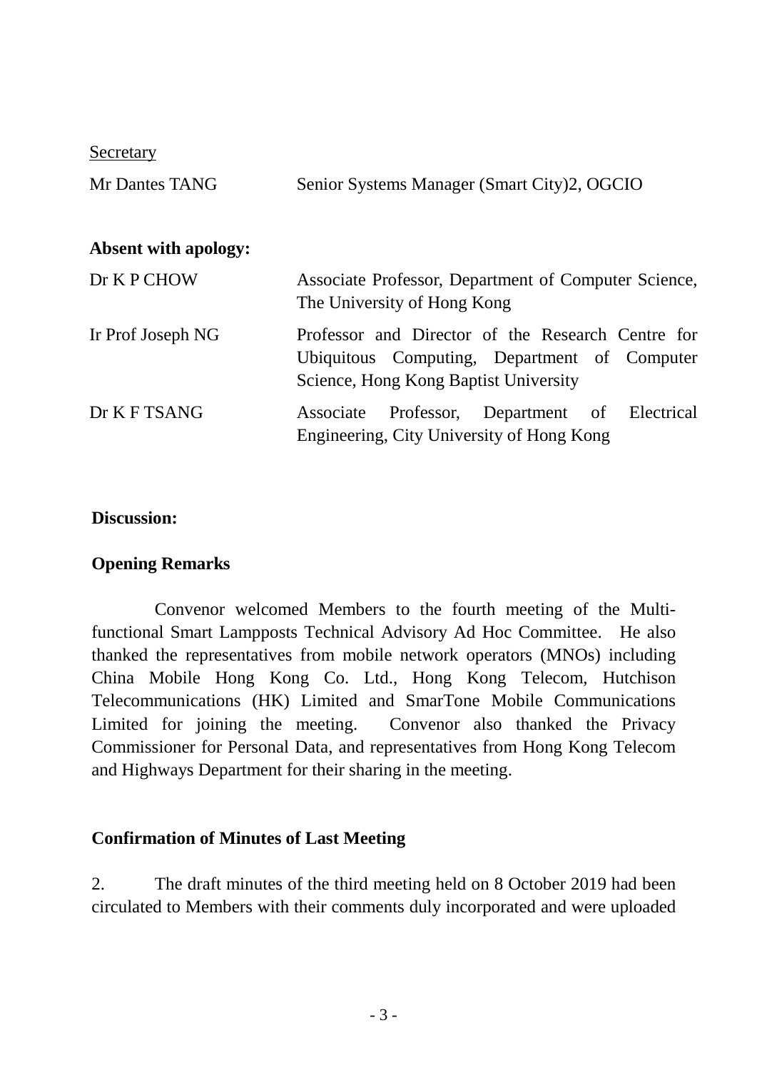<u>Secretary</u>

| | |
|---|---|
| Mr Dantes TANG | Senior Systems Manager (Smart City)2, OGCIO |

**Absent with apology:**

| | |
|---|---|
| Dr K P CHOW | Associate Professor, Department of Computer Science, The University of Hong Kong |
| Ir Prof Joseph NG | Professor and Director of the Research Centre for Ubiquitous Computing, Department of Computer Science, Hong Kong Baptist University |
| Dr K F TSANG | Associate Professor, Department of Electrical Engineering, City University of Hong Kong |

**Discussion:**

**Opening Remarks**

Convenor welcomed Members to the fourth meeting of the Multi-functional Smart Lampposts Technical Advisory Ad Hoc Committee. He also thanked the representatives from mobile network operators (MNOs) including China Mobile Hong Kong Co. Ltd., Hong Kong Telecom, Hutchison Telecommunications (HK) Limited and SmarTone Mobile Communications Limited for joining the meeting. Convenor also thanked the Privacy Commissioner for Personal Data, and representatives from Hong Kong Telecom and Highways Department for their sharing in the meeting.

**Confirmation of Minutes of Last Meeting**

2. The draft minutes of the third meeting held on 8 October 2019 had been circulated to Members with their comments duly incorporated and were uploaded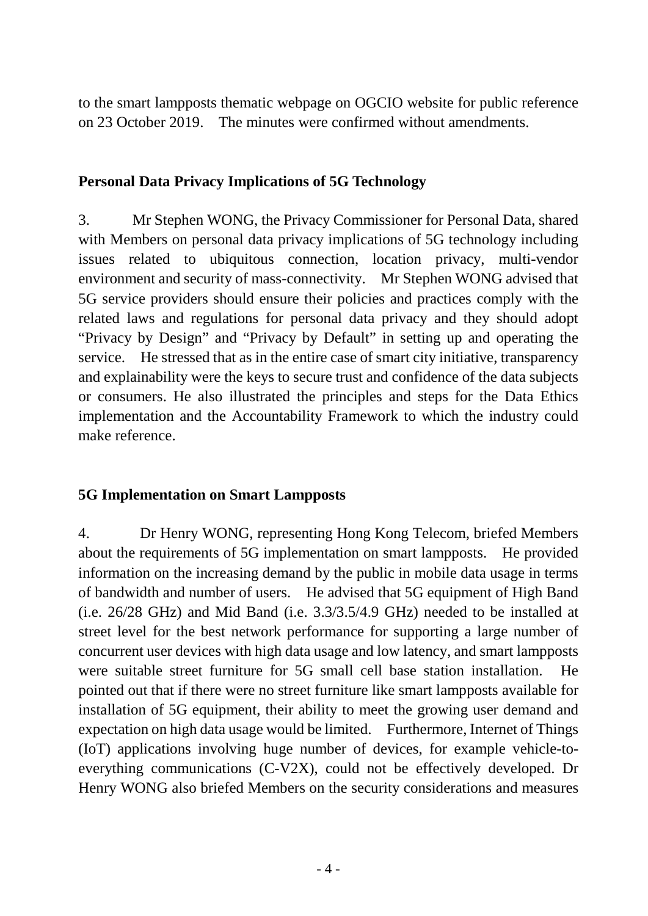to the smart lampposts thematic webpage on OGCIO website for public reference on 23 October 2019. The minutes were confirmed without amendments.

**Personal Data Privacy Implications of 5G Technology**

3. Mr Stephen WONG, the Privacy Commissioner for Personal Data, shared with Members on personal data privacy implications of 5G technology including issues related to ubiquitous connection, location privacy, multi-vendor environment and security of mass-connectivity. Mr Stephen WONG advised that 5G service providers should ensure their policies and practices comply with the related laws and regulations for personal data privacy and they should adopt "Privacy by Design" and "Privacy by Default" in setting up and operating the service. He stressed that as in the entire case of smart city initiative, transparency and explainability were the keys to secure trust and confidence of the data subjects or consumers. He also illustrated the principles and steps for the Data Ethics implementation and the Accountability Framework to which the industry could make reference.

**5G Implementation on Smart Lampposts**

4. Dr Henry WONG, representing Hong Kong Telecom, briefed Members about the requirements of 5G implementation on smart lampposts. He provided information on the increasing demand by the public in mobile data usage in terms of bandwidth and number of users. He advised that 5G equipment of High Band (i.e. 26/28 GHz) and Mid Band (i.e. 3.3/3.5/4.9 GHz) needed to be installed at street level for the best network performance for supporting a large number of concurrent user devices with high data usage and low latency, and smart lampposts were suitable street furniture for 5G small cell base station installation. He pointed out that if there were no street furniture like smart lampposts available for installation of 5G equipment, their ability to meet the growing user demand and expectation on high data usage would be limited. Furthermore, Internet of Things (IoT) applications involving huge number of devices, for example vehicle-to-everything communications (C-V2X), could not be effectively developed. Dr Henry WONG also briefed Members on the security considerations and measures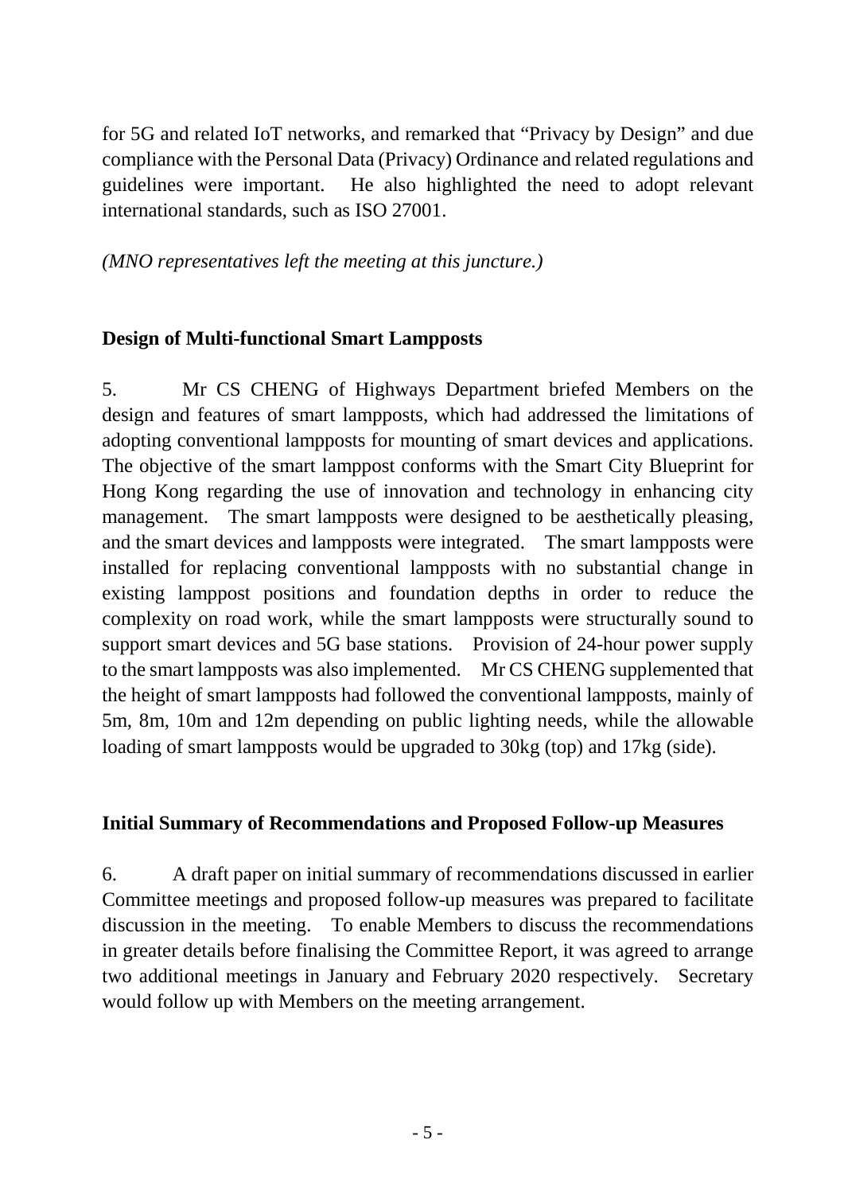for 5G and related IoT networks, and remarked that "Privacy by Design" and due compliance with the Personal Data (Privacy) Ordinance and related regulations and guidelines were important. He also highlighted the need to adopt relevant international standards, such as ISO 27001.

*(MNO representatives left the meeting at this juncture.)*

**Design of Multi-functional Smart Lampposts**

5. Mr CS CHENG of Highways Department briefed Members on the design and features of smart lampposts, which had addressed the limitations of adopting conventional lampposts for mounting of smart devices and applications. The objective of the smart lamppost conforms with the Smart City Blueprint for Hong Kong regarding the use of innovation and technology in enhancing city management. The smart lampposts were designed to be aesthetically pleasing, and the smart devices and lampposts were integrated. The smart lampposts were installed for replacing conventional lampposts with no substantial change in existing lamppost positions and foundation depths in order to reduce the complexity on road work, while the smart lampposts were structurally sound to support smart devices and 5G base stations. Provision of 24-hour power supply to the smart lampposts was also implemented. Mr CS CHENG supplemented that the height of smart lampposts had followed the conventional lampposts, mainly of 5m, 8m, 10m and 12m depending on public lighting needs, while the allowable loading of smart lampposts would be upgraded to 30kg (top) and 17kg (side).

**Initial Summary of Recommendations and Proposed Follow-up Measures**

6. A draft paper on initial summary of recommendations discussed in earlier Committee meetings and proposed follow-up measures was prepared to facilitate discussion in the meeting. To enable Members to discuss the recommendations in greater details before finalising the Committee Report, it was agreed to arrange two additional meetings in January and February 2020 respectively. Secretary would follow up with Members on the meeting arrangement.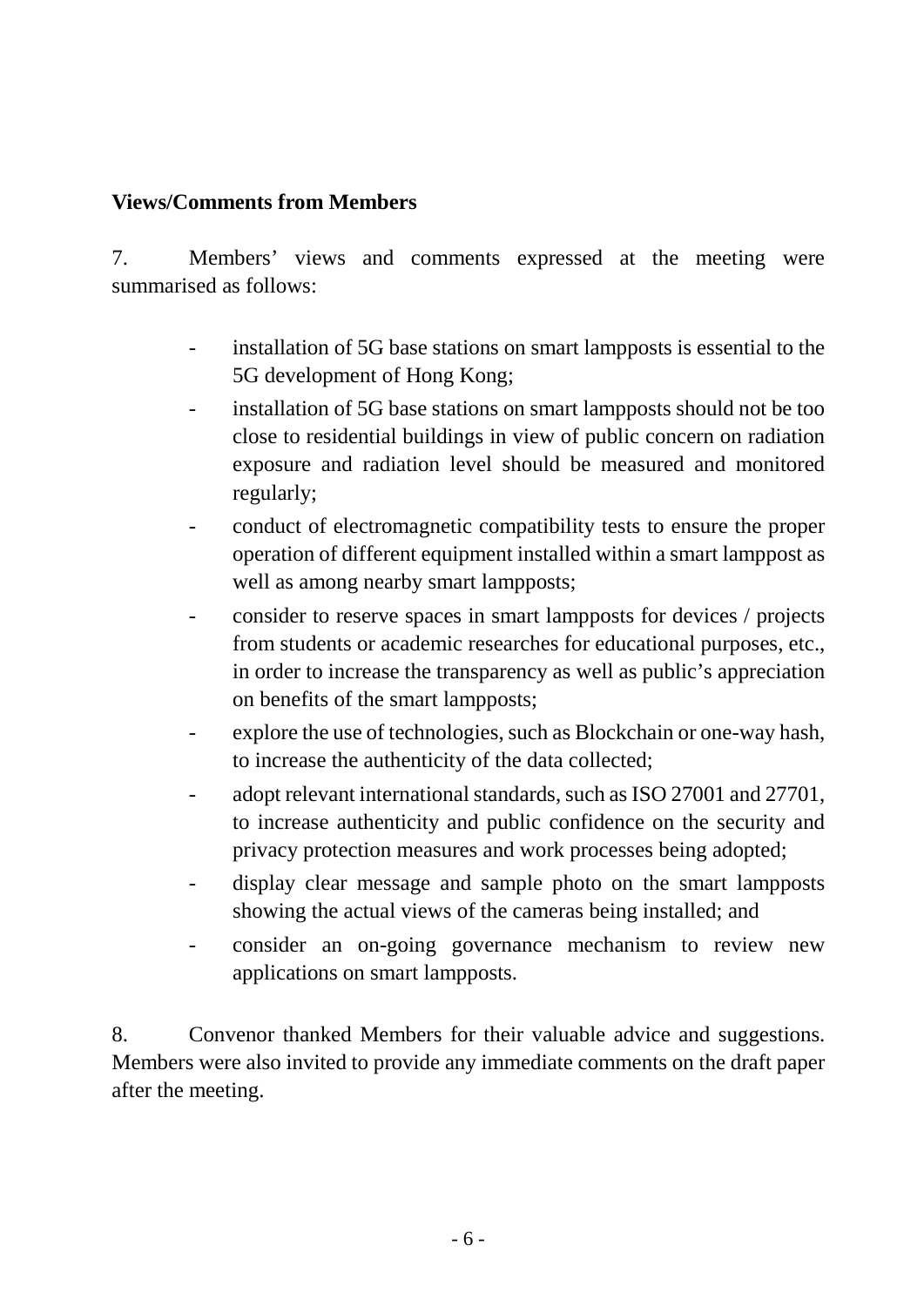**Views/Comments from Members**

7. Members' views and comments expressed at the meeting were summarised as follows:

- installation of 5G base stations on smart lampposts is essential to the 5G development of Hong Kong;
- installation of 5G base stations on smart lampposts should not be too close to residential buildings in view of public concern on radiation exposure and radiation level should be measured and monitored regularly;
- conduct of electromagnetic compatibility tests to ensure the proper operation of different equipment installed within a smart lamppost as well as among nearby smart lampposts;
- consider to reserve spaces in smart lampposts for devices / projects from students or academic researches for educational purposes, etc., in order to increase the transparency as well as public's appreciation on benefits of the smart lampposts;
- explore the use of technologies, such as Blockchain or one-way hash, to increase the authenticity of the data collected;
- adopt relevant international standards, such as ISO 27001 and 27701, to increase authenticity and public confidence on the security and privacy protection measures and work processes being adopted;
- display clear message and sample photo on the smart lampposts showing the actual views of the cameras being installed; and
- consider an on-going governance mechanism to review new applications on smart lampposts.

8. Convenor thanked Members for their valuable advice and suggestions. Members were also invited to provide any immediate comments on the draft paper after the meeting.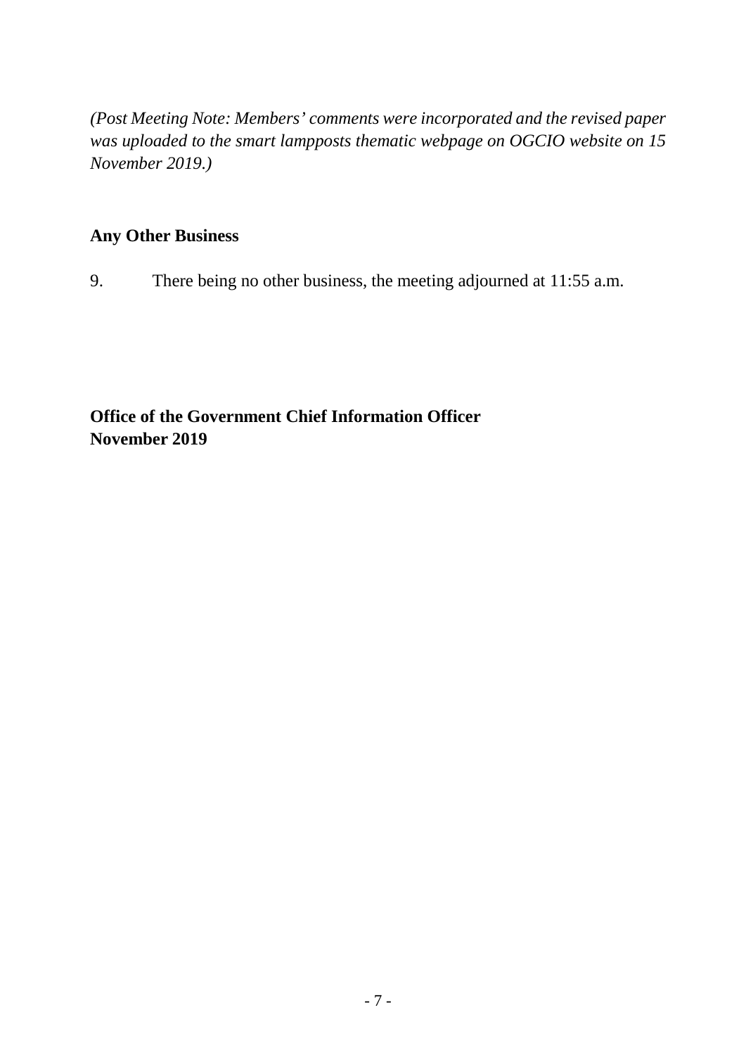*(Post Meeting Note: Members' comments were incorporated and the revised paper was uploaded to the smart lampposts thematic webpage on OGCIO website on 15 November 2019.)*

**Any Other Business**

9. There being no other business, the meeting adjourned at 11:55 a.m.

**Office of the Government Chief Information Officer**
**November 2019**